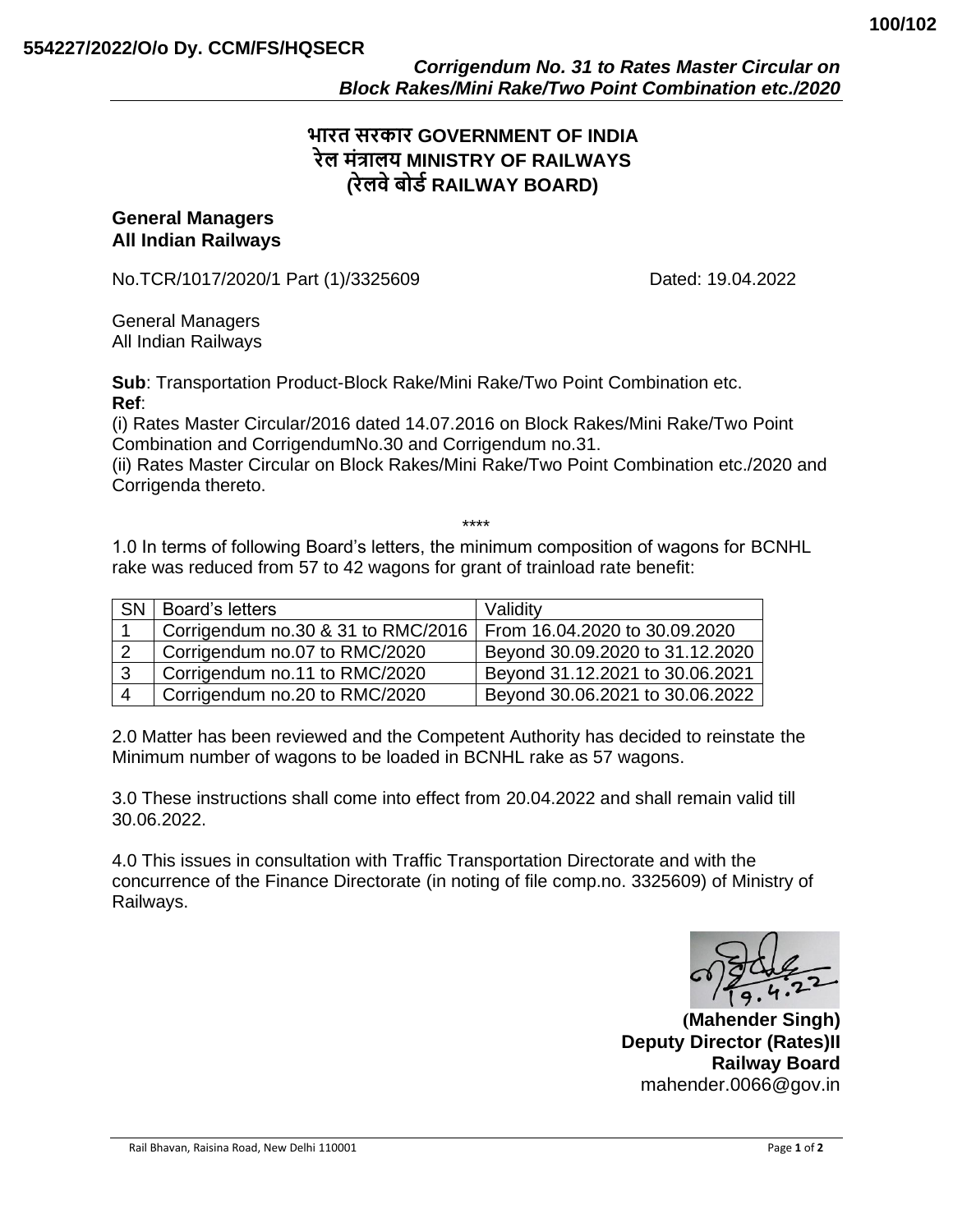*Corrigendum No. 31 to Rates Master Circular on Block Rakes/Mini Rake/Two Point Combination etc./2020*

**भारत सरकार GOVERNMENT OF INDIA**
**रेल मंत्रालय MINISTRY OF RAILWAYS**
**(रेलवे बोर्ड RAILWAY BOARD)**

**General Managers**
**All Indian Railways**

No.TCR/1017/2020/1 Part (1)/3325609 Dated: 19.04.2022

General Managers
All Indian Railways

**Sub**: Transportation Product-Block Rake/Mini Rake/Two Point Combination etc.
**Ref**:
(i) Rates Master Circular/2016 dated 14.07.2016 on Block Rakes/Mini Rake/Two Point Combination and CorrigendumNo.30 and Corrigendum no.31.
(ii) Rates Master Circular on Block Rakes/Mini Rake/Two Point Combination etc./2020 and Corrigenda thereto.

****

1.0 In terms of following Board's letters, the minimum composition of wagons for BCNHL rake was reduced from 57 to 42 wagons for grant of trainload rate benefit:

| SN | Board's letters | Validity |
|---|---|---|
| 1 | Corrigendum no.30 & 31 to RMC/2016 | From 16.04.2020 to 30.09.2020 |
| 2 | Corrigendum no.07 to RMC/2020 | Beyond 30.09.2020 to 31.12.2020 |
| 3 | Corrigendum no.11 to RMC/2020 | Beyond 31.12.2021 to 30.06.2021 |
| 4 | Corrigendum no.20 to RMC/2020 | Beyond 30.06.2021 to 30.06.2022 |

2.0 Matter has been reviewed and the Competent Authority has decided to reinstate the Minimum number of wagons to be loaded in BCNHL rake as 57 wagons.

3.0 These instructions shall come into effect from 20.04.2022 and shall remain valid till 30.06.2022.

4.0 This issues in consultation with Traffic Transportation Directorate and with the concurrence of the Finance Directorate (in noting of file comp.no. 3325609) of Ministry of Railways.

19.4.22

**(Mahender Singh)**
**Deputy Director (Rates)II**
**Railway Board**
mahender.0066@gov.in

Rail Bhavan, Raisina Road, New Delhi 110001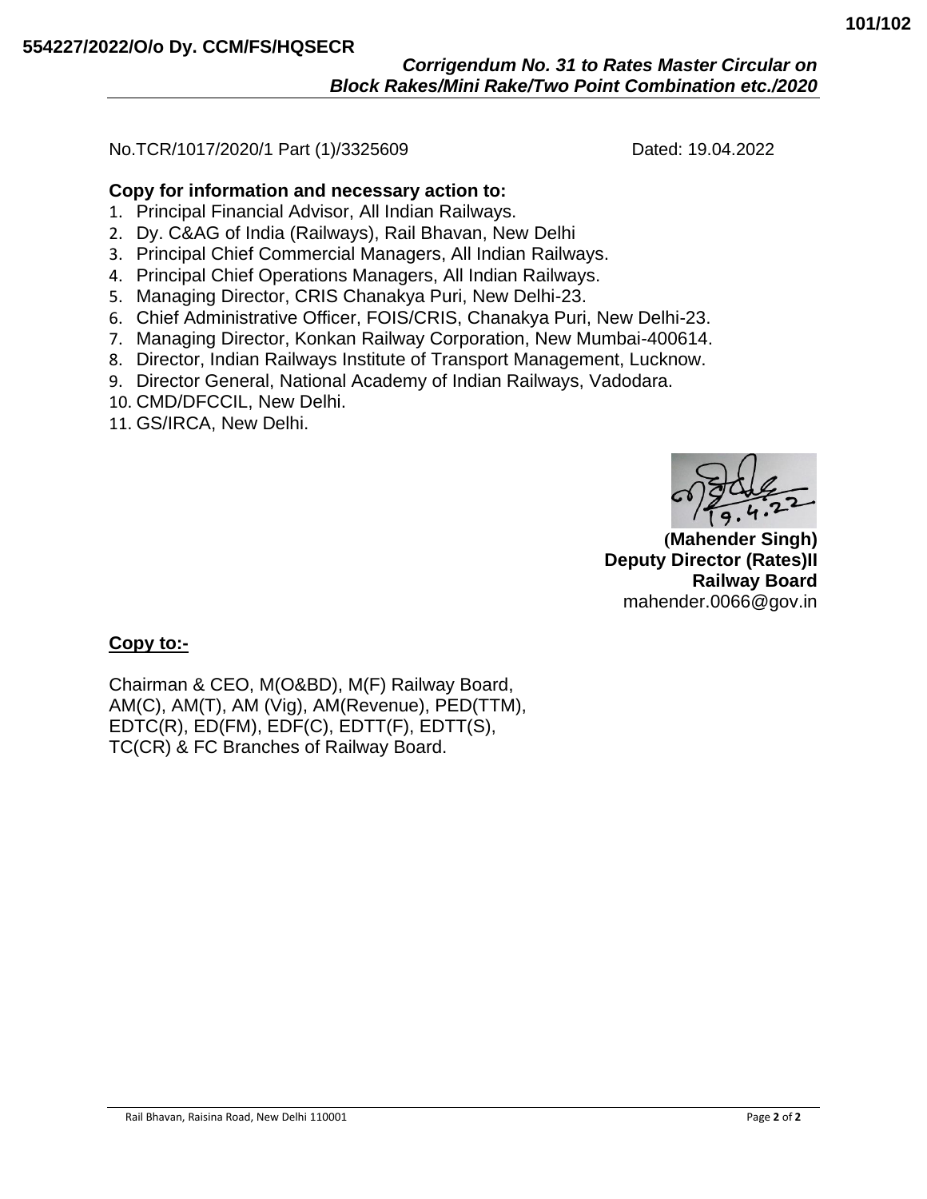No.TCR/1017/2020/1 Part (1)/3325609 Dated: 19.04.2022

**Copy for information and necessary action to:**

1. Principal Financial Advisor, All Indian Railways.
2. Dy. C&AG of India (Railways), Rail Bhavan, New Delhi
3. Principal Chief Commercial Managers, All Indian Railways.
4. Principal Chief Operations Managers, All Indian Railways.
5. Managing Director, CRIS Chanakya Puri, New Delhi-23.
6. Chief Administrative Officer, FOIS/CRIS, Chanakya Puri, New Delhi-23.
7. Managing Director, Konkan Railway Corporation, New Mumbai-400614.
8. Director, Indian Railways Institute of Transport Management, Lucknow.
9. Director General, National Academy of Indian Railways, Vadodara.
10. CMD/DFCCIL, New Delhi.
11. GS/IRCA, New Delhi.

19.4.22

**(Mahender Singh)**
**Deputy Director (Rates)II**
**Railway Board**
mahender.0066@gov.in

**<u>Copy to:-</u>**

Chairman & CEO, M(O&BD), M(F) Railway Board,
AM(C), AM(T), AM (Vig), AM(Revenue), PED(TTM),
EDTC(R), ED(FM), EDF(C), EDTT(F), EDTT(S),
TC(CR) & FC Branches of Railway Board.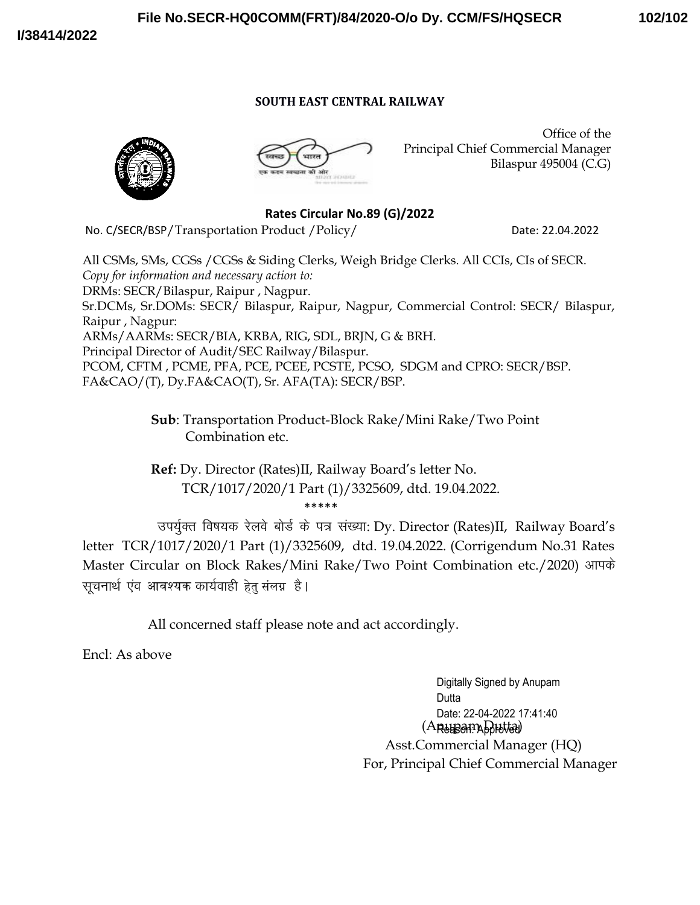**SOUTH EAST CENTRAL RAILWAY**

Office of the
Principal Chief Commercial Manager
Bilaspur 495004 (C.G)

**Rates Circular No.89 (G)/2022**

No. C/SECR/BSP/Transportation Product /Policy/ Date: 22.04.2022

All CSMs, SMs, CGSs /CGSs & Siding Clerks, Weigh Bridge Clerks. All CCIs, CIs of SECR.
*Copy for information and necessary action to:*
DRMs: SECR/Bilaspur, Raipur , Nagpur.
Sr.DCMs, Sr.DOMs: SECR/ Bilaspur, Raipur, Nagpur, Commercial Control: SECR/ Bilaspur, Raipur , Nagpur:
ARMs/AARMs: SECR/BIA, KRBA, RIG, SDL, BRJN, G & BRH.
Principal Director of Audit/SEC Railway/Bilaspur.
PCOM, CFTM , PCME, PFA, PCE, PCEE, PCSTE, PCSO, SDGM and CPRO: SECR/BSP.
FA&CAO/(T), Dy.FA&CAO(T), Sr. AFA(TA): SECR/BSP.

**Sub**: Transportation Product-Block Rake/Mini Rake/Two Point Combination etc.

**Ref:** Dy. Director (Rates)II, Railway Board's letter No. TCR/1017/2020/1 Part (1)/3325609, dtd. 19.04.2022.

*****

उपर्युक्त विषयक रेलवे बोर्ड के पत्र संख्या: Dy. Director (Rates)II, Railway Board's letter TCR/1017/2020/1 Part (1)/3325609, dtd. 19.04.2022. (Corrigendum No.31 Rates Master Circular on Block Rakes/Mini Rake/Two Point Combination etc./2020) आपके सूचनार्थ एंव आवश्यक कार्यवाही हेतु संलग्न है।

All concerned staff please note and act accordingly.

Encl: As above

Digitally Signed by Anupam Dutta
Date: 22-04-2022 17:41:40
Reason: Approved

(Anupam Dutta)
Asst.Commercial Manager (HQ)
For, Principal Chief Commercial Manager